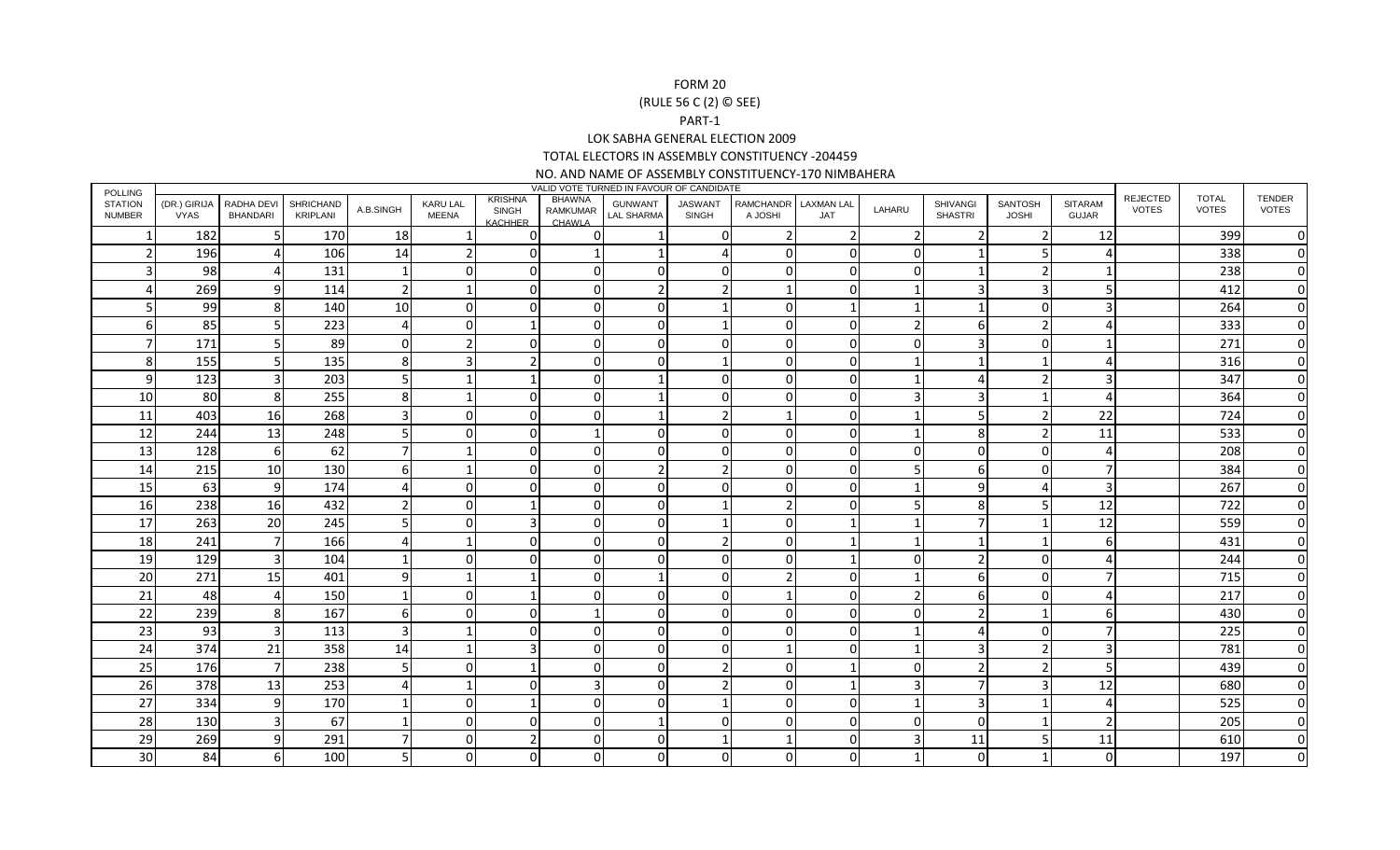# FORM 20

## (RULE 56 C (2) © SEE)

## PART-1

## LOK SABHA GENERAL ELECTION 2009

## TOTAL ELECTORS IN ASSEMBLY CONSTITUENCY -204459

## NO. AND NAME OF ASSEMBLY CONSTITUENCY-170 NIMBAHERA

| POLLING STATION NUMBER | VALID VOTE TURNED IN FAVOUR OF CANDIDATE | | | | | | | | | | | | | | | REJECTED VOTES | TOTAL VOTES | TENDER VOTES |
|---|---|---|---|---|---|---|---|---|---|---|---|---|---|---|---|---|---|---|
| | (DR.) GIRIJA VYAS | RADHA DEVI BHANDARI | SHRICHAND KRIPLANI | A.B.SINGH | KARU LAL MEENA | KRISHNA SINGH KACHHER | BHAWNA RAMKUMAR CHAWLA | GUNWANT LAL SHARMA | JASWANT SINGH | RAMCHANDR A JOSHI | LAXMAN LAL JAT | LAHARU | SHIVANGI SHASTRI | SANTOSH JOSHI | SITARAM GUJAR | | | |
| 1 | 182 | 5 | 170 | 18 | 1 | 0 | 0 | 1 | 0 | 2 | 2 | 2 | 2 | 2 | 12 | | 399 | 0 |
| 2 | 196 | 4 | 106 | 14 | 2 | 0 | 1 | 1 | 4 | 0 | 0 | 0 | 1 | 5 | 4 | | 338 | 0 |
| 3 | 98 | 4 | 131 | 1 | 0 | 0 | 0 | 0 | 0 | 0 | 0 | 0 | 1 | 2 | 1 | | 238 | 0 |
| 4 | 269 | 9 | 114 | 2 | 1 | 0 | 0 | 2 | 2 | 1 | 0 | 1 | 3 | 3 | 5 | | 412 | 0 |
| 5 | 99 | 8 | 140 | 10 | 0 | 0 | 0 | 0 | 1 | 0 | 1 | 1 | 1 | 0 | 3 | | 264 | 0 |
| 6 | 85 | 5 | 223 | 4 | 0 | 1 | 0 | 0 | 1 | 0 | 0 | 2 | 6 | 2 | 4 | | 333 | 0 |
| 7 | 171 | 5 | 89 | 0 | 2 | 0 | 0 | 0 | 0 | 0 | 0 | 0 | 3 | 0 | 1 | | 271 | 0 |
| 8 | 155 | 5 | 135 | 8 | 3 | 2 | 0 | 0 | 1 | 0 | 0 | 1 | 1 | 1 | 4 | | 316 | 0 |
| 9 | 123 | 3 | 203 | 5 | 1 | 1 | 0 | 1 | 0 | 0 | 0 | 1 | 4 | 2 | 3 | | 347 | 0 |
| 10 | 80 | 8 | 255 | 8 | 1 | 0 | 0 | 1 | 0 | 0 | 0 | 3 | 3 | 1 | 4 | | 364 | 0 |
| 11 | 403 | 16 | 268 | 3 | 0 | 0 | 0 | 1 | 2 | 1 | 0 | 1 | 5 | 2 | 22 | | 724 | 0 |
| 12 | 244 | 13 | 248 | 5 | 0 | 0 | 1 | 0 | 0 | 0 | 0 | 1 | 8 | 2 | 11 | | 533 | 0 |
| 13 | 128 | 6 | 62 | 7 | 1 | 0 | 0 | 0 | 0 | 0 | 0 | 0 | 0 | 0 | 4 | | 208 | 0 |
| 14 | 215 | 10 | 130 | 6 | 1 | 0 | 0 | 2 | 2 | 0 | 0 | 5 | 6 | 0 | 7 | | 384 | 0 |
| 15 | 63 | 9 | 174 | 4 | 0 | 0 | 0 | 0 | 0 | 0 | 0 | 1 | 9 | 4 | 3 | | 267 | 0 |
| 16 | 238 | 16 | 432 | 2 | 0 | 1 | 0 | 0 | 1 | 2 | 0 | 5 | 8 | 5 | 12 | | 722 | 0 |
| 17 | 263 | 20 | 245 | 5 | 0 | 3 | 0 | 0 | 1 | 0 | 1 | 1 | 7 | 1 | 12 | | 559 | 0 |
| 18 | 241 | 7 | 166 | 4 | 1 | 0 | 0 | 0 | 2 | 0 | 1 | 1 | 1 | 1 | 6 | | 431 | 0 |
| 19 | 129 | 3 | 104 | 1 | 0 | 0 | 0 | 0 | 0 | 0 | 1 | 0 | 2 | 0 | 4 | | 244 | 0 |
| 20 | 271 | 15 | 401 | 9 | 1 | 1 | 0 | 1 | 0 | 2 | 0 | 1 | 6 | 0 | 7 | | 715 | 0 |
| 21 | 48 | 4 | 150 | 1 | 0 | 1 | 0 | 0 | 0 | 1 | 0 | 2 | 6 | 0 | 4 | | 217 | 0 |
| 22 | 239 | 8 | 167 | 6 | 0 | 0 | 1 | 0 | 0 | 0 | 0 | 0 | 2 | 1 | 6 | | 430 | 0 |
| 23 | 93 | 3 | 113 | 3 | 1 | 0 | 0 | 0 | 0 | 0 | 0 | 1 | 4 | 0 | 7 | | 225 | 0 |
| 24 | 374 | 21 | 358 | 14 | 1 | 3 | 0 | 0 | 0 | 1 | 0 | 1 | 3 | 2 | 3 | | 781 | 0 |
| 25 | 176 | 7 | 238 | 5 | 0 | 1 | 0 | 0 | 2 | 0 | 1 | 0 | 2 | 2 | 5 | | 439 | 0 |
| 26 | 378 | 13 | 253 | 4 | 1 | 0 | 3 | 0 | 2 | 0 | 1 | 3 | 7 | 3 | 12 | | 680 | 0 |
| 27 | 334 | 9 | 170 | 1 | 0 | 1 | 0 | 0 | 1 | 0 | 0 | 1 | 3 | 1 | 4 | | 525 | 0 |
| 28 | 130 | 3 | 67 | 1 | 0 | 0 | 0 | 1 | 0 | 0 | 0 | 0 | 0 | 1 | 2 | | 205 | 0 |
| 29 | 269 | 9 | 291 | 7 | 0 | 2 | 0 | 0 | 1 | 1 | 0 | 3 | 11 | 5 | 11 | | 610 | 0 |
| 30 | 84 | 6 | 100 | 5 | 0 | 0 | 0 | 0 | 0 | 0 | 0 | 1 | 0 | 1 | 0 | | 197 | 0 |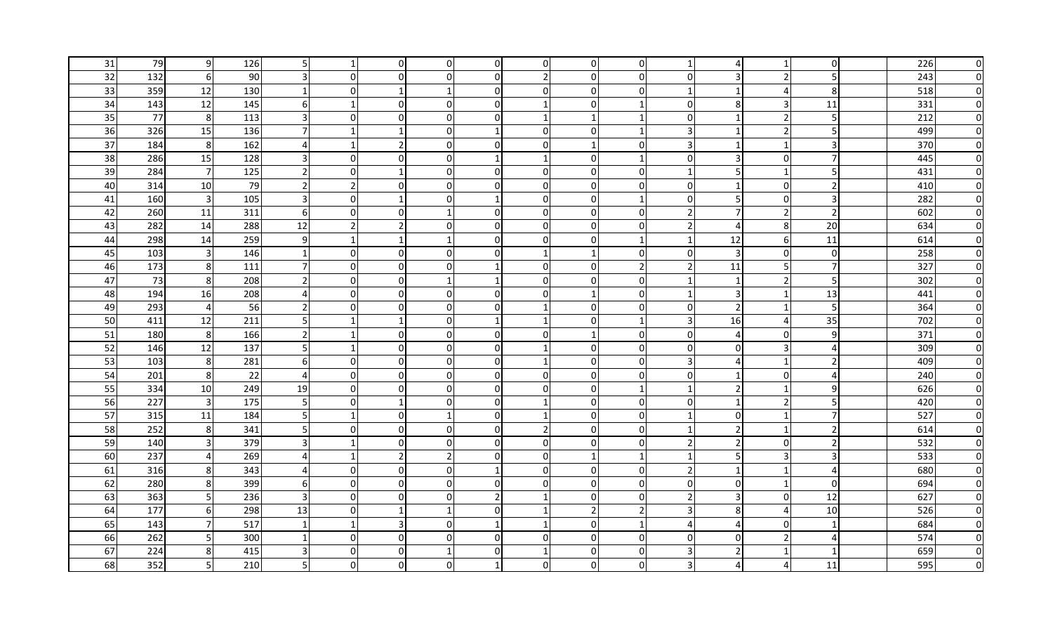| | | | | | | | | | | | | | | | | | | |
|---|---|---|---|---|---|---|---|---|---|---|---|---|---|---|---|---|---|---|
| 31 | 79 | 9 | 126 | 5 | 1 | 0 | 0 | 0 | 0 | 0 | 0 | 1 | 4 | 1 | 0 | | 226 | 0 |
| 32 | 132 | 6 | 90 | 3 | 0 | 0 | 0 | 0 | 2 | 0 | 0 | 0 | 3 | 2 | 5 | | 243 | 0 |
| 33 | 359 | 12 | 130 | 1 | 0 | 1 | 1 | 0 | 0 | 0 | 0 | 1 | 1 | 4 | 8 | | 518 | 0 |
| 34 | 143 | 12 | 145 | 6 | 1 | 0 | 0 | 0 | 1 | 0 | 1 | 0 | 8 | 3 | 11 | | 331 | 0 |
| 35 | 77 | 8 | 113 | 3 | 0 | 0 | 0 | 0 | 1 | 1 | 1 | 0 | 1 | 2 | 5 | | 212 | 0 |
| 36 | 326 | 15 | 136 | 7 | 1 | 1 | 0 | 1 | 0 | 0 | 1 | 3 | 1 | 2 | 5 | | 499 | 0 |
| 37 | 184 | 8 | 162 | 4 | 1 | 2 | 0 | 0 | 0 | 1 | 0 | 3 | 1 | 1 | 3 | | 370 | 0 |
| 38 | 286 | 15 | 128 | 3 | 0 | 0 | 0 | 1 | 1 | 0 | 1 | 0 | 3 | 0 | 7 | | 445 | 0 |
| 39 | 284 | 7 | 125 | 2 | 0 | 1 | 0 | 0 | 0 | 0 | 0 | 1 | 5 | 1 | 5 | | 431 | 0 |
| 40 | 314 | 10 | 79 | 2 | 2 | 0 | 0 | 0 | 0 | 0 | 0 | 0 | 1 | 0 | 2 | | 410 | 0 |
| 41 | 160 | 3 | 105 | 3 | 0 | 1 | 0 | 1 | 0 | 0 | 1 | 0 | 5 | 0 | 3 | | 282 | 0 |
| 42 | 260 | 11 | 311 | 6 | 0 | 0 | 1 | 0 | 0 | 0 | 0 | 2 | 7 | 2 | 2 | | 602 | 0 |
| 43 | 282 | 14 | 288 | 12 | 2 | 2 | 0 | 0 | 0 | 0 | 0 | 2 | 4 | 8 | 20 | | 634 | 0 |
| 44 | 298 | 14 | 259 | 9 | 1 | 1 | 1 | 0 | 0 | 0 | 1 | 1 | 12 | 6 | 11 | | 614 | 0 |
| 45 | 103 | 3 | 146 | 1 | 0 | 0 | 0 | 0 | 1 | 1 | 0 | 0 | 3 | 0 | 0 | | 258 | 0 |
| 46 | 173 | 8 | 111 | 7 | 0 | 0 | 0 | 1 | 0 | 0 | 2 | 2 | 11 | 5 | 7 | | 327 | 0 |
| 47 | 73 | 8 | 208 | 2 | 0 | 0 | 1 | 1 | 0 | 0 | 0 | 1 | 1 | 2 | 5 | | 302 | 0 |
| 48 | 194 | 16 | 208 | 4 | 0 | 0 | 0 | 0 | 0 | 1 | 0 | 1 | 3 | 1 | 13 | | 441 | 0 |
| 49 | 293 | 4 | 56 | 2 | 0 | 0 | 0 | 0 | 1 | 0 | 0 | 0 | 2 | 1 | 5 | | 364 | 0 |
| 50 | 411 | 12 | 211 | 5 | 1 | 1 | 0 | 1 | 1 | 0 | 1 | 3 | 16 | 4 | 35 | | 702 | 0 |
| 51 | 180 | 8 | 166 | 2 | 1 | 0 | 0 | 0 | 0 | 1 | 0 | 0 | 4 | 0 | 9 | | 371 | 0 |
| 52 | 146 | 12 | 137 | 5 | 1 | 0 | 0 | 0 | 1 | 0 | 0 | 0 | 0 | 3 | 4 | | 309 | 0 |
| 53 | 103 | 8 | 281 | 6 | 0 | 0 | 0 | 0 | 1 | 0 | 0 | 3 | 4 | 1 | 2 | | 409 | 0 |
| 54 | 201 | 8 | 22 | 4 | 0 | 0 | 0 | 0 | 0 | 0 | 0 | 0 | 1 | 0 | 4 | | 240 | 0 |
| 55 | 334 | 10 | 249 | 19 | 0 | 0 | 0 | 0 | 0 | 0 | 1 | 1 | 2 | 1 | 9 | | 626 | 0 |
| 56 | 227 | 3 | 175 | 5 | 0 | 1 | 0 | 0 | 1 | 0 | 0 | 0 | 1 | 2 | 5 | | 420 | 0 |
| 57 | 315 | 11 | 184 | 5 | 1 | 0 | 1 | 0 | 1 | 0 | 0 | 1 | 0 | 1 | 7 | | 527 | 0 |
| 58 | 252 | 8 | 341 | 5 | 0 | 0 | 0 | 0 | 2 | 0 | 0 | 1 | 2 | 1 | 2 | | 614 | 0 |
| 59 | 140 | 3 | 379 | 3 | 1 | 0 | 0 | 0 | 0 | 0 | 0 | 2 | 2 | 0 | 2 | | 532 | 0 |
| 60 | 237 | 4 | 269 | 4 | 1 | 2 | 2 | 0 | 0 | 1 | 1 | 1 | 5 | 3 | 3 | | 533 | 0 |
| 61 | 316 | 8 | 343 | 4 | 0 | 0 | 0 | 1 | 0 | 0 | 0 | 2 | 1 | 1 | 4 | | 680 | 0 |
| 62 | 280 | 8 | 399 | 6 | 0 | 0 | 0 | 0 | 0 | 0 | 0 | 0 | 0 | 1 | 0 | | 694 | 0 |
| 63 | 363 | 5 | 236 | 3 | 0 | 0 | 0 | 2 | 1 | 0 | 0 | 2 | 3 | 0 | 12 | | 627 | 0 |
| 64 | 177 | 6 | 298 | 13 | 0 | 1 | 1 | 0 | 1 | 2 | 2 | 3 | 8 | 4 | 10 | | 526 | 0 |
| 65 | 143 | 7 | 517 | 1 | 1 | 3 | 0 | 1 | 1 | 0 | 1 | 4 | 4 | 0 | 1 | | 684 | 0 |
| 66 | 262 | 5 | 300 | 1 | 0 | 0 | 0 | 0 | 0 | 0 | 0 | 0 | 0 | 2 | 4 | | 574 | 0 |
| 67 | 224 | 8 | 415 | 3 | 0 | 0 | 1 | 0 | 1 | 0 | 0 | 3 | 2 | 1 | 1 | | 659 | 0 |
| 68 | 352 | 5 | 210 | 5 | 0 | 0 | 0 | 1 | 0 | 0 | 0 | 3 | 4 | 4 | 11 | | 595 | 0 |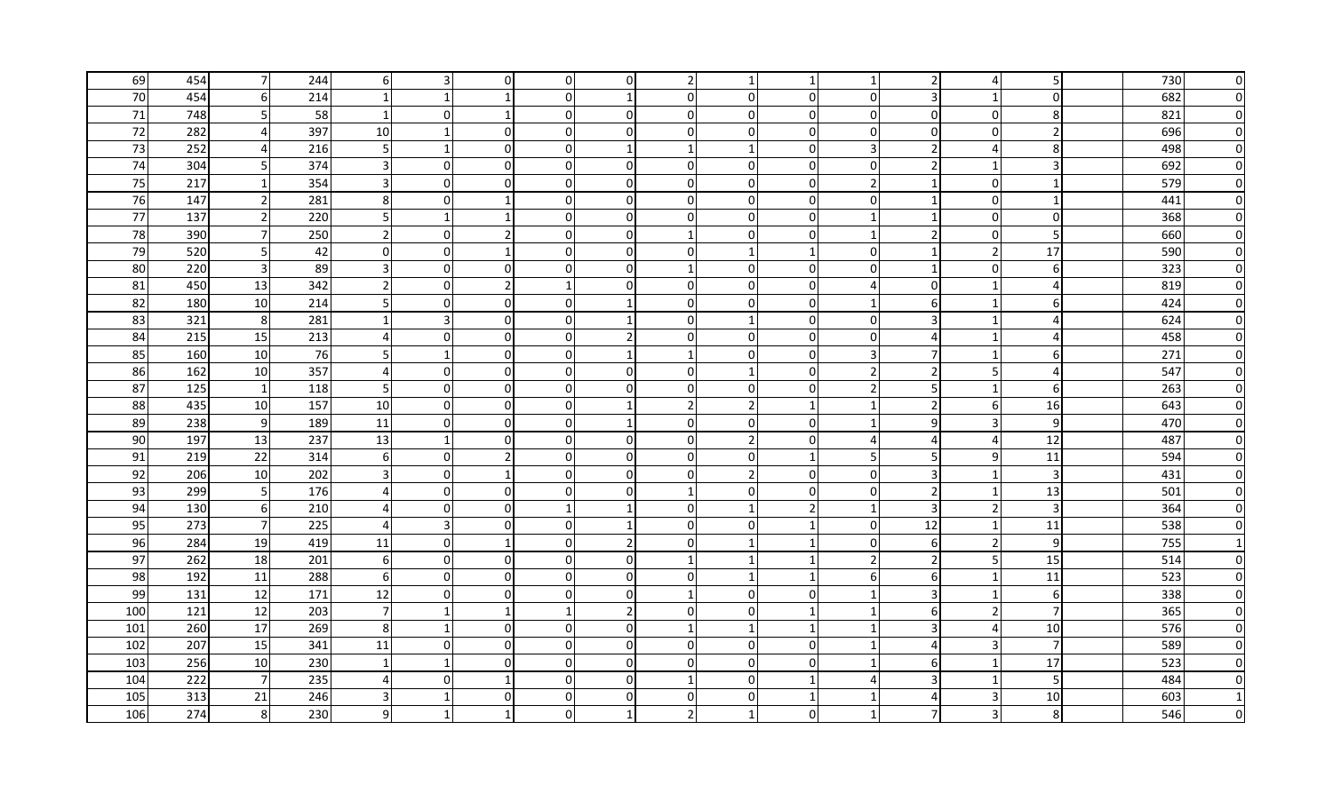| | | | | | | | | | | | | | | | | | | |
|---|---|---|---|---|---|---|---|---|---|---|---|---|---|---|---|---|---|---|
| 69 | 454 | 7 | 244 | 6 | 3 | 0 | 0 | 0 | 2 | 1 | 1 | 1 | 2 | 4 | 5 | | 730 | 0 |
| 70 | 454 | 6 | 214 | 1 | 1 | 1 | 0 | 1 | 0 | 0 | 0 | 0 | 3 | 1 | 0 | | 682 | 0 |
| 71 | 748 | 5 | 58 | 1 | 0 | 1 | 0 | 0 | 0 | 0 | 0 | 0 | 0 | 0 | 8 | | 821 | 0 |
| 72 | 282 | 4 | 397 | 10 | 1 | 0 | 0 | 0 | 0 | 0 | 0 | 0 | 0 | 0 | 2 | | 696 | 0 |
| 73 | 252 | 4 | 216 | 5 | 1 | 0 | 0 | 1 | 1 | 1 | 0 | 3 | 2 | 4 | 8 | | 498 | 0 |
| 74 | 304 | 5 | 374 | 3 | 0 | 0 | 0 | 0 | 0 | 0 | 0 | 0 | 2 | 1 | 3 | | 692 | 0 |
| 75 | 217 | 1 | 354 | 3 | 0 | 0 | 0 | 0 | 0 | 0 | 0 | 2 | 1 | 0 | 1 | | 579 | 0 |
| 76 | 147 | 2 | 281 | 8 | 0 | 1 | 0 | 0 | 0 | 0 | 0 | 0 | 1 | 0 | 1 | | 441 | 0 |
| 77 | 137 | 2 | 220 | 5 | 1 | 1 | 0 | 0 | 0 | 0 | 0 | 1 | 1 | 0 | 0 | | 368 | 0 |
| 78 | 390 | 7 | 250 | 2 | 0 | 2 | 0 | 0 | 1 | 0 | 0 | 1 | 2 | 0 | 5 | | 660 | 0 |
| 79 | 520 | 5 | 42 | 0 | 0 | 1 | 0 | 0 | 0 | 1 | 1 | 0 | 1 | 2 | 17 | | 590 | 0 |
| 80 | 220 | 3 | 89 | 3 | 0 | 0 | 0 | 0 | 1 | 0 | 0 | 0 | 1 | 0 | 6 | | 323 | 0 |
| 81 | 450 | 13 | 342 | 2 | 0 | 2 | 1 | 0 | 0 | 0 | 0 | 4 | 0 | 1 | 4 | | 819 | 0 |
| 82 | 180 | 10 | 214 | 5 | 0 | 0 | 0 | 1 | 0 | 0 | 0 | 1 | 6 | 1 | 6 | | 424 | 0 |
| 83 | 321 | 8 | 281 | 1 | 3 | 0 | 0 | 1 | 0 | 1 | 0 | 0 | 3 | 1 | 4 | | 624 | 0 |
| 84 | 215 | 15 | 213 | 4 | 0 | 0 | 0 | 2 | 0 | 0 | 0 | 0 | 4 | 1 | 4 | | 458 | 0 |
| 85 | 160 | 10 | 76 | 5 | 1 | 0 | 0 | 1 | 1 | 0 | 0 | 3 | 7 | 1 | 6 | | 271 | 0 |
| 86 | 162 | 10 | 357 | 4 | 0 | 0 | 0 | 0 | 0 | 1 | 0 | 2 | 2 | 5 | 4 | | 547 | 0 |
| 87 | 125 | 1 | 118 | 5 | 0 | 0 | 0 | 0 | 0 | 0 | 0 | 2 | 5 | 1 | 6 | | 263 | 0 |
| 88 | 435 | 10 | 157 | 10 | 0 | 0 | 0 | 1 | 2 | 2 | 1 | 1 | 2 | 6 | 16 | | 643 | 0 |
| 89 | 238 | 9 | 189 | 11 | 0 | 0 | 0 | 1 | 0 | 0 | 0 | 1 | 9 | 3 | 9 | | 470 | 0 |
| 90 | 197 | 13 | 237 | 13 | 1 | 0 | 0 | 0 | 0 | 2 | 0 | 4 | 4 | 4 | 12 | | 487 | 0 |
| 91 | 219 | 22 | 314 | 6 | 0 | 2 | 0 | 0 | 0 | 0 | 1 | 5 | 5 | 9 | 11 | | 594 | 0 |
| 92 | 206 | 10 | 202 | 3 | 0 | 1 | 0 | 0 | 0 | 2 | 0 | 0 | 3 | 1 | 3 | | 431 | 0 |
| 93 | 299 | 5 | 176 | 4 | 0 | 0 | 0 | 0 | 1 | 0 | 0 | 0 | 2 | 1 | 13 | | 501 | 0 |
| 94 | 130 | 6 | 210 | 4 | 0 | 0 | 1 | 1 | 0 | 1 | 2 | 1 | 3 | 2 | 3 | | 364 | 0 |
| 95 | 273 | 7 | 225 | 4 | 3 | 0 | 0 | 1 | 0 | 0 | 1 | 0 | 12 | 1 | 11 | | 538 | 0 |
| 96 | 284 | 19 | 419 | 11 | 0 | 1 | 0 | 2 | 0 | 1 | 1 | 0 | 6 | 2 | 9 | | 755 | 1 |
| 97 | 262 | 18 | 201 | 6 | 0 | 0 | 0 | 0 | 1 | 1 | 1 | 2 | 2 | 5 | 15 | | 514 | 0 |
| 98 | 192 | 11 | 288 | 6 | 0 | 0 | 0 | 0 | 0 | 1 | 1 | 6 | 6 | 1 | 11 | | 523 | 0 |
| 99 | 131 | 12 | 171 | 12 | 0 | 0 | 0 | 0 | 1 | 0 | 0 | 1 | 3 | 1 | 6 | | 338 | 0 |
| 100 | 121 | 12 | 203 | 7 | 1 | 1 | 1 | 2 | 0 | 0 | 1 | 1 | 6 | 2 | 7 | | 365 | 0 |
| 101 | 260 | 17 | 269 | 8 | 1 | 0 | 0 | 0 | 1 | 1 | 1 | 1 | 3 | 4 | 10 | | 576 | 0 |
| 102 | 207 | 15 | 341 | 11 | 0 | 0 | 0 | 0 | 0 | 0 | 0 | 1 | 4 | 3 | 7 | | 589 | 0 |
| 103 | 256 | 10 | 230 | 1 | 1 | 0 | 0 | 0 | 0 | 0 | 0 | 1 | 6 | 1 | 17 | | 523 | 0 |
| 104 | 222 | 7 | 235 | 4 | 0 | 1 | 0 | 0 | 1 | 0 | 1 | 4 | 3 | 1 | 5 | | 484 | 0 |
| 105 | 313 | 21 | 246 | 3 | 1 | 0 | 0 | 0 | 0 | 0 | 1 | 1 | 4 | 3 | 10 | | 603 | 1 |
| 106 | 274 | 8 | 230 | 9 | 1 | 1 | 0 | 1 | 2 | 1 | 0 | 1 | 7 | 3 | 8 | | 546 | 0 |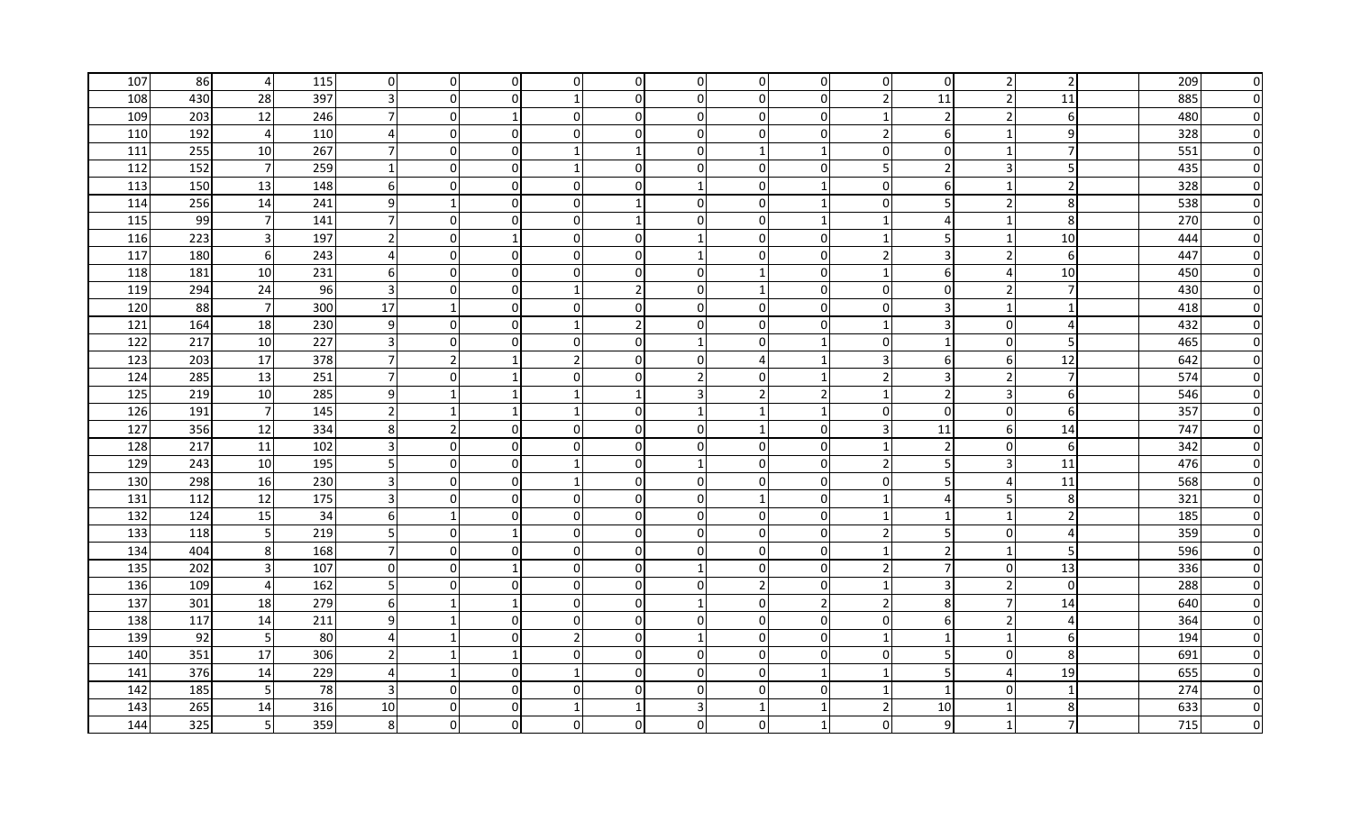| | | | | | | | | | | | | | | | | | | |
|---|---|---|---|---|---|---|---|---|---|---|---|---|---|---|---|---|---|---|
| 107 | 86 | 4 | 115 | 0 | 0 | 0 | 0 | 0 | 0 | 0 | 0 | 0 | 0 | 2 | 2 | | 209 | 0 |
| 108 | 430 | 28 | 397 | 3 | 0 | 0 | 1 | 0 | 0 | 0 | 0 | 2 | 11 | 2 | 11 | | 885 | 0 |
| 109 | 203 | 12 | 246 | 7 | 0 | 1 | 0 | 0 | 0 | 0 | 0 | 1 | 2 | 2 | 6 | | 480 | 0 |
| 110 | 192 | 4 | 110 | 4 | 0 | 0 | 0 | 0 | 0 | 0 | 0 | 2 | 6 | 1 | 9 | | 328 | 0 |
| 111 | 255 | 10 | 267 | 7 | 0 | 0 | 1 | 1 | 0 | 1 | 1 | 0 | 0 | 1 | 7 | | 551 | 0 |
| 112 | 152 | 7 | 259 | 1 | 0 | 0 | 1 | 0 | 0 | 0 | 0 | 5 | 2 | 3 | 5 | | 435 | 0 |
| 113 | 150 | 13 | 148 | 6 | 0 | 0 | 0 | 0 | 1 | 0 | 1 | 0 | 6 | 1 | 2 | | 328 | 0 |
| 114 | 256 | 14 | 241 | 9 | 1 | 0 | 0 | 1 | 0 | 0 | 1 | 0 | 5 | 2 | 8 | | 538 | 0 |
| 115 | 99 | 7 | 141 | 7 | 0 | 0 | 0 | 1 | 0 | 0 | 1 | 1 | 4 | 1 | 8 | | 270 | 0 |
| 116 | 223 | 3 | 197 | 2 | 0 | 1 | 0 | 0 | 1 | 0 | 0 | 1 | 5 | 1 | 10 | | 444 | 0 |
| 117 | 180 | 6 | 243 | 4 | 0 | 0 | 0 | 0 | 1 | 0 | 0 | 2 | 3 | 2 | 6 | | 447 | 0 |
| 118 | 181 | 10 | 231 | 6 | 0 | 0 | 0 | 0 | 0 | 1 | 0 | 1 | 6 | 4 | 10 | | 450 | 0 |
| 119 | 294 | 24 | 96 | 3 | 0 | 0 | 1 | 2 | 0 | 1 | 0 | 0 | 0 | 2 | 7 | | 430 | 0 |
| 120 | 88 | 7 | 300 | 17 | 1 | 0 | 0 | 0 | 0 | 0 | 0 | 0 | 3 | 1 | 1 | | 418 | 0 |
| 121 | 164 | 18 | 230 | 9 | 0 | 0 | 1 | 2 | 0 | 0 | 0 | 1 | 3 | 0 | 4 | | 432 | 0 |
| 122 | 217 | 10 | 227 | 3 | 0 | 0 | 0 | 0 | 1 | 0 | 1 | 0 | 1 | 0 | 5 | | 465 | 0 |
| 123 | 203 | 17 | 378 | 7 | 2 | 1 | 2 | 0 | 0 | 4 | 1 | 3 | 6 | 6 | 12 | | 642 | 0 |
| 124 | 285 | 13 | 251 | 7 | 0 | 1 | 0 | 0 | 2 | 0 | 1 | 2 | 3 | 2 | 7 | | 574 | 0 |
| 125 | 219 | 10 | 285 | 9 | 1 | 1 | 1 | 1 | 3 | 2 | 2 | 1 | 2 | 3 | 6 | | 546 | 0 |
| 126 | 191 | 7 | 145 | 2 | 1 | 1 | 1 | 0 | 1 | 1 | 1 | 0 | 0 | 0 | 6 | | 357 | 0 |
| 127 | 356 | 12 | 334 | 8 | 2 | 0 | 0 | 0 | 0 | 1 | 0 | 3 | 11 | 6 | 14 | | 747 | 0 |
| 128 | 217 | 11 | 102 | 3 | 0 | 0 | 0 | 0 | 0 | 0 | 0 | 1 | 2 | 0 | 6 | | 342 | 0 |
| 129 | 243 | 10 | 195 | 5 | 0 | 0 | 1 | 0 | 1 | 0 | 0 | 2 | 5 | 3 | 11 | | 476 | 0 |
| 130 | 298 | 16 | 230 | 3 | 0 | 0 | 1 | 0 | 0 | 0 | 0 | 0 | 5 | 4 | 11 | | 568 | 0 |
| 131 | 112 | 12 | 175 | 3 | 0 | 0 | 0 | 0 | 0 | 1 | 0 | 1 | 4 | 5 | 8 | | 321 | 0 |
| 132 | 124 | 15 | 34 | 6 | 1 | 0 | 0 | 0 | 0 | 0 | 0 | 1 | 1 | 1 | 2 | | 185 | 0 |
| 133 | 118 | 5 | 219 | 5 | 0 | 1 | 0 | 0 | 0 | 0 | 0 | 2 | 5 | 0 | 4 | | 359 | 0 |
| 134 | 404 | 8 | 168 | 7 | 0 | 0 | 0 | 0 | 0 | 0 | 0 | 1 | 2 | 1 | 5 | | 596 | 0 |
| 135 | 202 | 3 | 107 | 0 | 0 | 1 | 0 | 0 | 1 | 0 | 0 | 2 | 7 | 0 | 13 | | 336 | 0 |
| 136 | 109 | 4 | 162 | 5 | 0 | 0 | 0 | 0 | 0 | 2 | 0 | 1 | 3 | 2 | 0 | | 288 | 0 |
| 137 | 301 | 18 | 279 | 6 | 1 | 1 | 0 | 0 | 1 | 0 | 2 | 2 | 8 | 7 | 14 | | 640 | 0 |
| 138 | 117 | 14 | 211 | 9 | 1 | 0 | 0 | 0 | 0 | 0 | 0 | 0 | 6 | 2 | 4 | | 364 | 0 |
| 139 | 92 | 5 | 80 | 4 | 1 | 0 | 2 | 0 | 1 | 0 | 0 | 1 | 1 | 1 | 6 | | 194 | 0 |
| 140 | 351 | 17 | 306 | 2 | 1 | 1 | 0 | 0 | 0 | 0 | 0 | 0 | 5 | 0 | 8 | | 691 | 0 |
| 141 | 376 | 14 | 229 | 4 | 1 | 0 | 1 | 0 | 0 | 0 | 1 | 1 | 5 | 4 | 19 | | 655 | 0 |
| 142 | 185 | 5 | 78 | 3 | 0 | 0 | 0 | 0 | 0 | 0 | 0 | 1 | 1 | 0 | 1 | | 274 | 0 |
| 143 | 265 | 14 | 316 | 10 | 0 | 0 | 1 | 1 | 3 | 1 | 1 | 2 | 10 | 1 | 8 | | 633 | 0 |
| 144 | 325 | 5 | 359 | 8 | 0 | 0 | 0 | 0 | 0 | 0 | 1 | 0 | 9 | 1 | 7 | | 715 | 0 |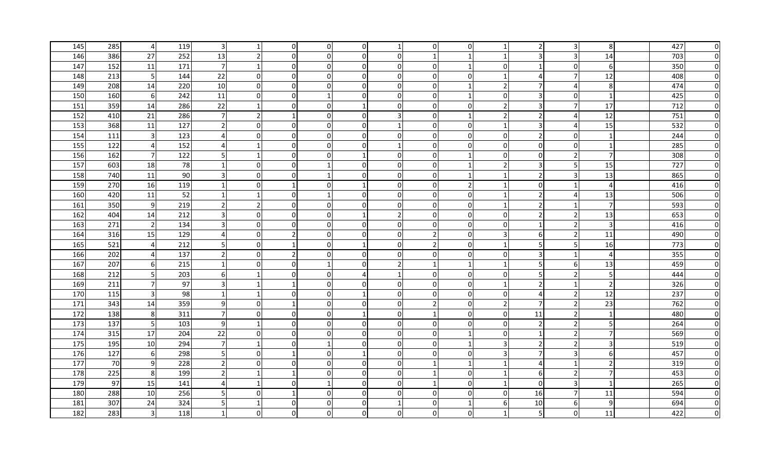| | | | | | | | | | | | | | | | | | | |
|---|---|---|---|---|---|---|---|---|---|---|---|---|---|---|---|---|---|---|
| 145 | 285 | 4 | 119 | 3 | 1 | 0 | 0 | 0 | 1 | 0 | 0 | 1 | 2 | 3 | 8 | | 427 | 0 |
| 146 | 386 | 27 | 252 | 13 | 2 | 0 | 0 | 0 | 0 | 1 | 1 | 1 | 3 | 3 | 14 | | 703 | 0 |
| 147 | 152 | 11 | 171 | 7 | 1 | 0 | 0 | 0 | 0 | 0 | 1 | 0 | 1 | 0 | 6 | | 350 | 0 |
| 148 | 213 | 5 | 144 | 22 | 0 | 0 | 0 | 0 | 0 | 0 | 0 | 1 | 4 | 7 | 12 | | 408 | 0 |
| 149 | 208 | 14 | 220 | 10 | 0 | 0 | 0 | 0 | 0 | 0 | 1 | 2 | 7 | 4 | 8 | | 474 | 0 |
| 150 | 160 | 6 | 242 | 11 | 0 | 0 | 1 | 0 | 0 | 0 | 1 | 0 | 3 | 0 | 1 | | 425 | 0 |
| 151 | 359 | 14 | 286 | 22 | 1 | 0 | 0 | 1 | 0 | 0 | 0 | 2 | 3 | 7 | 17 | | 712 | 0 |
| 152 | 410 | 21 | 286 | 7 | 2 | 1 | 0 | 0 | 3 | 0 | 1 | 2 | 2 | 4 | 12 | | 751 | 0 |
| 153 | 368 | 11 | 127 | 2 | 0 | 0 | 0 | 0 | 1 | 0 | 0 | 1 | 3 | 4 | 15 | | 532 | 0 |
| 154 | 111 | 3 | 123 | 4 | 0 | 0 | 0 | 0 | 0 | 0 | 0 | 0 | 2 | 0 | 1 | | 244 | 0 |
| 155 | 122 | 4 | 152 | 4 | 1 | 0 | 0 | 0 | 1 | 0 | 0 | 0 | 0 | 0 | 1 | | 285 | 0 |
| 156 | 162 | 7 | 122 | 5 | 1 | 0 | 0 | 1 | 0 | 0 | 1 | 0 | 0 | 2 | 7 | | 308 | 0 |
| 157 | 603 | 18 | 78 | 1 | 0 | 0 | 1 | 0 | 0 | 0 | 1 | 2 | 3 | 5 | 15 | | 727 | 0 |
| 158 | 740 | 11 | 90 | 3 | 0 | 0 | 1 | 0 | 0 | 0 | 1 | 1 | 2 | 3 | 13 | | 865 | 0 |
| 159 | 270 | 16 | 119 | 1 | 0 | 1 | 0 | 1 | 0 | 0 | 2 | 1 | 0 | 1 | 4 | | 416 | 0 |
| 160 | 420 | 11 | 52 | 1 | 1 | 0 | 1 | 0 | 0 | 0 | 0 | 1 | 2 | 4 | 13 | | 506 | 0 |
| 161 | 350 | 9 | 219 | 2 | 2 | 0 | 0 | 0 | 0 | 0 | 0 | 1 | 2 | 1 | 7 | | 593 | 0 |
| 162 | 404 | 14 | 212 | 3 | 0 | 0 | 0 | 1 | 2 | 0 | 0 | 0 | 2 | 2 | 13 | | 653 | 0 |
| 163 | 271 | 2 | 134 | 3 | 0 | 0 | 0 | 0 | 0 | 0 | 0 | 0 | 1 | 2 | 3 | | 416 | 0 |
| 164 | 316 | 15 | 129 | 4 | 0 | 2 | 0 | 0 | 0 | 2 | 0 | 3 | 6 | 2 | 11 | | 490 | 0 |
| 165 | 521 | 4 | 212 | 5 | 0 | 1 | 0 | 1 | 0 | 2 | 0 | 1 | 5 | 5 | 16 | | 773 | 0 |
| 166 | 202 | 4 | 137 | 2 | 0 | 2 | 0 | 0 | 0 | 0 | 0 | 0 | 3 | 1 | 4 | | 355 | 0 |
| 167 | 207 | 6 | 215 | 1 | 0 | 0 | 1 | 0 | 2 | 1 | 1 | 1 | 5 | 6 | 13 | | 459 | 0 |
| 168 | 212 | 5 | 203 | 6 | 1 | 0 | 0 | 4 | 1 | 0 | 0 | 0 | 5 | 2 | 5 | | 444 | 0 |
| 169 | 211 | 7 | 97 | 3 | 1 | 1 | 0 | 0 | 0 | 0 | 0 | 1 | 2 | 1 | 2 | | 326 | 0 |
| 170 | 115 | 3 | 98 | 1 | 1 | 0 | 0 | 1 | 0 | 0 | 0 | 0 | 4 | 2 | 12 | | 237 | 0 |
| 171 | 343 | 14 | 359 | 9 | 0 | 1 | 0 | 0 | 0 | 2 | 0 | 2 | 7 | 2 | 23 | | 762 | 0 |
| 172 | 138 | 8 | 311 | 7 | 0 | 0 | 0 | 1 | 0 | 1 | 0 | 0 | 11 | 2 | 1 | | 480 | 0 |
| 173 | 137 | 5 | 103 | 9 | 1 | 0 | 0 | 0 | 0 | 0 | 0 | 0 | 2 | 2 | 5 | | 264 | 0 |
| 174 | 315 | 17 | 204 | 22 | 0 | 0 | 0 | 0 | 0 | 0 | 1 | 0 | 1 | 2 | 7 | | 569 | 0 |
| 175 | 195 | 10 | 294 | 7 | 1 | 0 | 1 | 0 | 0 | 0 | 1 | 3 | 2 | 2 | 3 | | 519 | 0 |
| 176 | 127 | 6 | 298 | 5 | 0 | 1 | 0 | 1 | 0 | 0 | 0 | 3 | 7 | 3 | 6 | | 457 | 0 |
| 177 | 70 | 9 | 228 | 2 | 0 | 0 | 0 | 0 | 0 | 1 | 1 | 1 | 4 | 1 | 2 | | 319 | 0 |
| 178 | 225 | 8 | 199 | 2 | 1 | 1 | 0 | 0 | 0 | 1 | 0 | 1 | 6 | 2 | 7 | | 453 | 0 |
| 179 | 97 | 15 | 141 | 4 | 1 | 0 | 1 | 0 | 0 | 1 | 0 | 1 | 0 | 3 | 1 | | 265 | 0 |
| 180 | 288 | 10 | 256 | 5 | 0 | 1 | 0 | 0 | 0 | 0 | 0 | 0 | 16 | 7 | 11 | | 594 | 0 |
| 181 | 307 | 24 | 324 | 5 | 1 | 0 | 0 | 0 | 1 | 0 | 1 | 6 | 10 | 6 | 9 | | 694 | 0 |
| 182 | 283 | 3 | 118 | 1 | 0 | 0 | 0 | 0 | 0 | 0 | 0 | 1 | 5 | 0 | 11 | | 422 | 0 |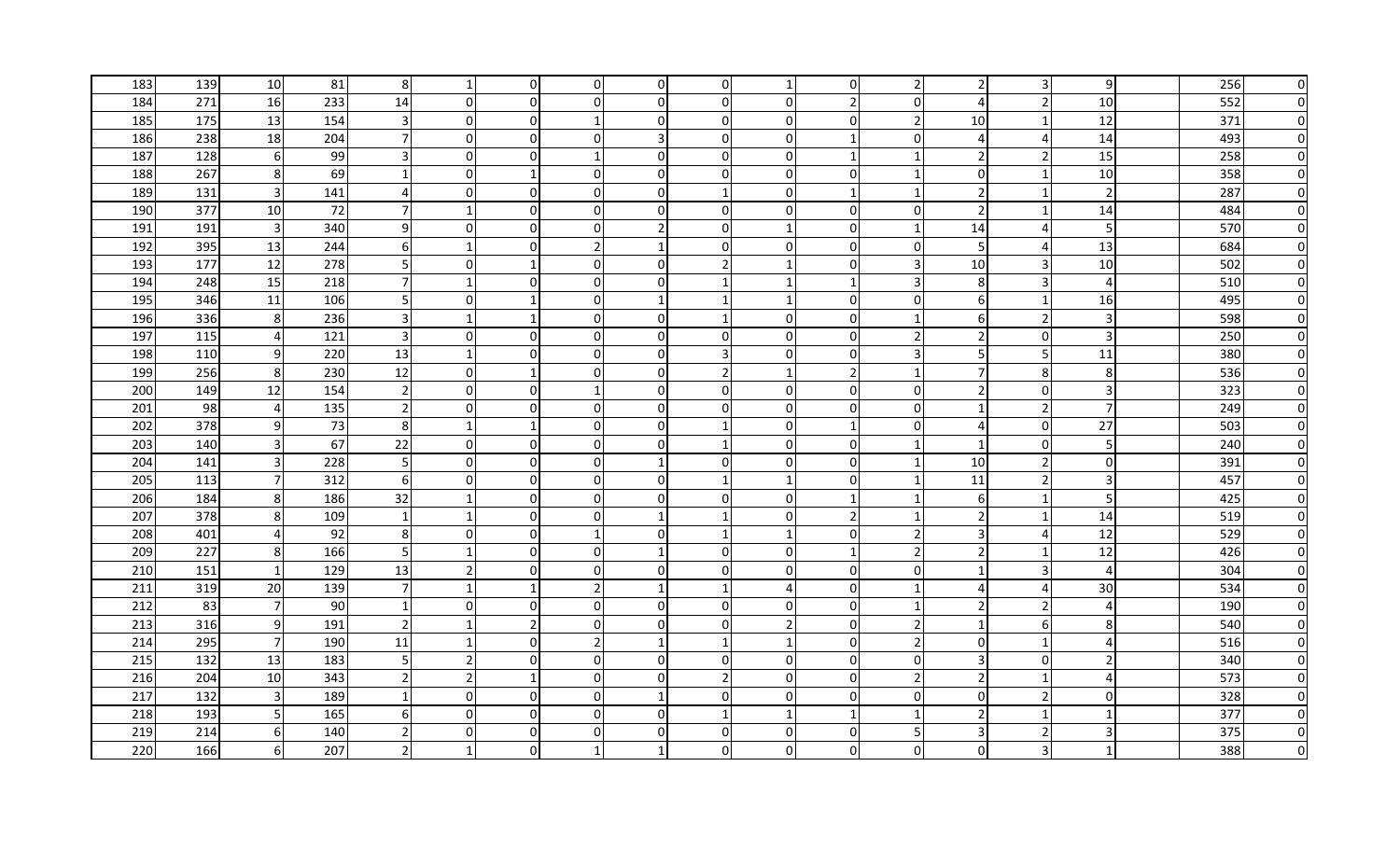| | | | | | | | | | | | | | | | | | | |
|---|---|---|---|---|---|---|---|---|---|---|---|---|---|---|---|---|---|---|
| 183 | 139 | 10 | 81 | 8 | 1 | 0 | 0 | 0 | 0 | 1 | 0 | 2 | 2 | 3 | 9 | | 256 | 0 |
| 184 | 271 | 16 | 233 | 14 | 0 | 0 | 0 | 0 | 0 | 0 | 2 | 0 | 4 | 2 | 10 | | 552 | 0 |
| 185 | 175 | 13 | 154 | 3 | 0 | 0 | 1 | 0 | 0 | 0 | 0 | 2 | 10 | 1 | 12 | | 371 | 0 |
| 186 | 238 | 18 | 204 | 7 | 0 | 0 | 0 | 3 | 0 | 0 | 1 | 0 | 4 | 4 | 14 | | 493 | 0 |
| 187 | 128 | 6 | 99 | 3 | 0 | 0 | 1 | 0 | 0 | 0 | 1 | 1 | 2 | 2 | 15 | | 258 | 0 |
| 188 | 267 | 8 | 69 | 1 | 0 | 1 | 0 | 0 | 0 | 0 | 0 | 1 | 0 | 1 | 10 | | 358 | 0 |
| 189 | 131 | 3 | 141 | 4 | 0 | 0 | 0 | 0 | 1 | 0 | 1 | 1 | 2 | 1 | 2 | | 287 | 0 |
| 190 | 377 | 10 | 72 | 7 | 1 | 0 | 0 | 0 | 0 | 0 | 0 | 0 | 2 | 1 | 14 | | 484 | 0 |
| 191 | 191 | 3 | 340 | 9 | 0 | 0 | 0 | 2 | 0 | 1 | 0 | 1 | 14 | 4 | 5 | | 570 | 0 |
| 192 | 395 | 13 | 244 | 6 | 1 | 0 | 2 | 1 | 0 | 0 | 0 | 0 | 5 | 4 | 13 | | 684 | 0 |
| 193 | 177 | 12 | 278 | 5 | 0 | 1 | 0 | 0 | 2 | 1 | 0 | 3 | 10 | 3 | 10 | | 502 | 0 |
| 194 | 248 | 15 | 218 | 7 | 1 | 0 | 0 | 0 | 1 | 1 | 1 | 3 | 8 | 3 | 4 | | 510 | 0 |
| 195 | 346 | 11 | 106 | 5 | 0 | 1 | 0 | 1 | 1 | 1 | 0 | 0 | 6 | 1 | 16 | | 495 | 0 |
| 196 | 336 | 8 | 236 | 3 | 1 | 1 | 0 | 0 | 1 | 0 | 0 | 1 | 6 | 2 | 3 | | 598 | 0 |
| 197 | 115 | 4 | 121 | 3 | 0 | 0 | 0 | 0 | 0 | 0 | 0 | 2 | 2 | 0 | 3 | | 250 | 0 |
| 198 | 110 | 9 | 220 | 13 | 1 | 0 | 0 | 0 | 3 | 0 | 0 | 3 | 5 | 5 | 11 | | 380 | 0 |
| 199 | 256 | 8 | 230 | 12 | 0 | 1 | 0 | 0 | 2 | 1 | 2 | 1 | 7 | 8 | 8 | | 536 | 0 |
| 200 | 149 | 12 | 154 | 2 | 0 | 0 | 1 | 0 | 0 | 0 | 0 | 0 | 2 | 0 | 3 | | 323 | 0 |
| 201 | 98 | 4 | 135 | 2 | 0 | 0 | 0 | 0 | 0 | 0 | 0 | 0 | 1 | 2 | 7 | | 249 | 0 |
| 202 | 378 | 9 | 73 | 8 | 1 | 1 | 0 | 0 | 1 | 0 | 1 | 0 | 4 | 0 | 27 | | 503 | 0 |
| 203 | 140 | 3 | 67 | 22 | 0 | 0 | 0 | 0 | 1 | 0 | 0 | 1 | 1 | 0 | 5 | | 240 | 0 |
| 204 | 141 | 3 | 228 | 5 | 0 | 0 | 0 | 1 | 0 | 0 | 0 | 1 | 10 | 2 | 0 | | 391 | 0 |
| 205 | 113 | 7 | 312 | 6 | 0 | 0 | 0 | 0 | 1 | 1 | 0 | 1 | 11 | 2 | 3 | | 457 | 0 |
| 206 | 184 | 8 | 186 | 32 | 1 | 0 | 0 | 0 | 0 | 0 | 1 | 1 | 6 | 1 | 5 | | 425 | 0 |
| 207 | 378 | 8 | 109 | 1 | 1 | 0 | 0 | 1 | 1 | 0 | 2 | 1 | 2 | 1 | 14 | | 519 | 0 |
| 208 | 401 | 4 | 92 | 8 | 0 | 0 | 1 | 0 | 1 | 1 | 0 | 2 | 3 | 4 | 12 | | 529 | 0 |
| 209 | 227 | 8 | 166 | 5 | 1 | 0 | 0 | 1 | 0 | 0 | 1 | 2 | 2 | 1 | 12 | | 426 | 0 |
| 210 | 151 | 1 | 129 | 13 | 2 | 0 | 0 | 0 | 0 | 0 | 0 | 0 | 1 | 3 | 4 | | 304 | 0 |
| 211 | 319 | 20 | 139 | 7 | 1 | 1 | 2 | 1 | 1 | 4 | 0 | 1 | 4 | 4 | 30 | | 534 | 0 |
| 212 | 83 | 7 | 90 | 1 | 0 | 0 | 0 | 0 | 0 | 0 | 0 | 1 | 2 | 2 | 4 | | 190 | 0 |
| 213 | 316 | 9 | 191 | 2 | 1 | 2 | 0 | 0 | 0 | 2 | 0 | 2 | 1 | 6 | 8 | | 540 | 0 |
| 214 | 295 | 7 | 190 | 11 | 1 | 0 | 2 | 1 | 1 | 1 | 0 | 2 | 0 | 1 | 4 | | 516 | 0 |
| 215 | 132 | 13 | 183 | 5 | 2 | 0 | 0 | 0 | 0 | 0 | 0 | 0 | 3 | 0 | 2 | | 340 | 0 |
| 216 | 204 | 10 | 343 | 2 | 2 | 1 | 0 | 0 | 2 | 0 | 0 | 2 | 2 | 1 | 4 | | 573 | 0 |
| 217 | 132 | 3 | 189 | 1 | 0 | 0 | 0 | 1 | 0 | 0 | 0 | 0 | 0 | 2 | 0 | | 328 | 0 |
| 218 | 193 | 5 | 165 | 6 | 0 | 0 | 0 | 0 | 1 | 1 | 1 | 1 | 2 | 1 | 1 | | 377 | 0 |
| 219 | 214 | 6 | 140 | 2 | 0 | 0 | 0 | 0 | 0 | 0 | 0 | 5 | 3 | 2 | 3 | | 375 | 0 |
| 220 | 166 | 6 | 207 | 2 | 1 | 0 | 1 | 1 | 0 | 0 | 0 | 0 | 0 | 3 | 1 | | 388 | 0 |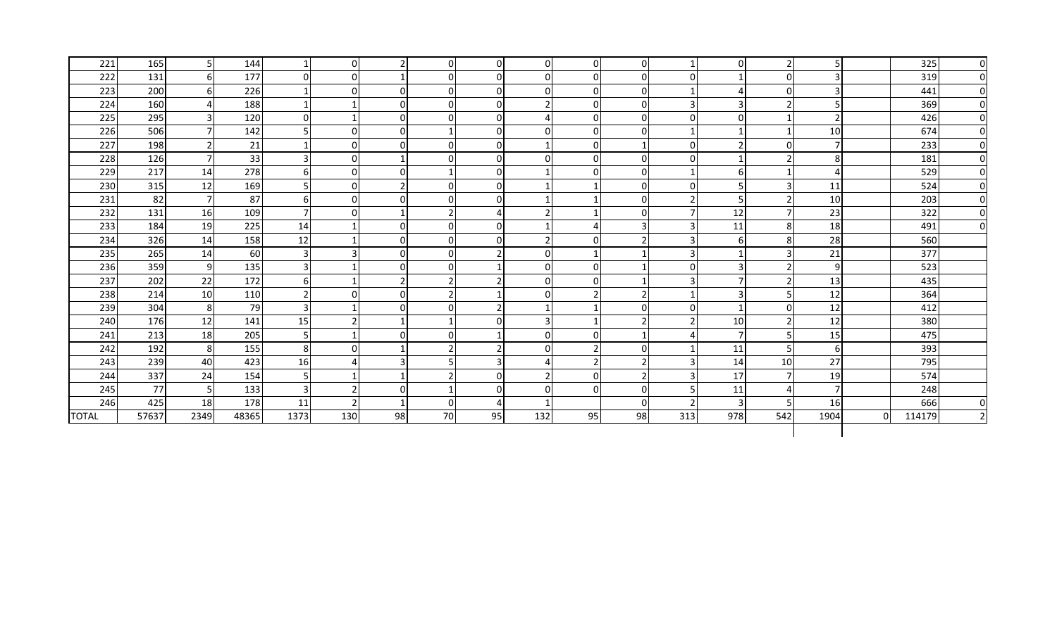| | | | | | | | | | | | | | | | | | | |
|---|---|---|---|---|---|---|---|---|---|---|---|---|---|---|---|---|---|---|
| 221 | 165 | 5 | 144 | 1 | 0 | 2 | 0 | 0 | 0 | 0 | 0 | 1 | 0 | 2 | 5 | | 325 | 0 |
| 222 | 131 | 6 | 177 | 0 | 0 | 1 | 0 | 0 | 0 | 0 | 0 | 0 | 1 | 0 | 3 | | 319 | 0 |
| 223 | 200 | 6 | 226 | 1 | 0 | 0 | 0 | 0 | 0 | 0 | 0 | 1 | 4 | 0 | 3 | | 441 | 0 |
| 224 | 160 | 4 | 188 | 1 | 1 | 0 | 0 | 0 | 2 | 0 | 0 | 3 | 3 | 2 | 5 | | 369 | 0 |
| 225 | 295 | 3 | 120 | 0 | 1 | 0 | 0 | 0 | 4 | 0 | 0 | 0 | 0 | 1 | 2 | | 426 | 0 |
| 226 | 506 | 7 | 142 | 5 | 0 | 0 | 1 | 0 | 0 | 0 | 0 | 1 | 1 | 1 | 10 | | 674 | 0 |
| 227 | 198 | 2 | 21 | 1 | 0 | 0 | 0 | 0 | 1 | 0 | 1 | 0 | 2 | 0 | 7 | | 233 | 0 |
| 228 | 126 | 7 | 33 | 3 | 0 | 1 | 0 | 0 | 0 | 0 | 0 | 0 | 1 | 2 | 8 | | 181 | 0 |
| 229 | 217 | 14 | 278 | 6 | 0 | 0 | 1 | 0 | 1 | 0 | 0 | 1 | 6 | 1 | 4 | | 529 | 0 |
| 230 | 315 | 12 | 169 | 5 | 0 | 2 | 0 | 0 | 1 | 1 | 0 | 0 | 5 | 3 | 11 | | 524 | 0 |
| 231 | 82 | 7 | 87 | 6 | 0 | 0 | 0 | 0 | 1 | 1 | 0 | 2 | 5 | 2 | 10 | | 203 | 0 |
| 232 | 131 | 16 | 109 | 7 | 0 | 1 | 2 | 4 | 2 | 1 | 0 | 7 | 12 | 7 | 23 | | 322 | 0 |
| 233 | 184 | 19 | 225 | 14 | 1 | 0 | 0 | 0 | 1 | 4 | 3 | 3 | 11 | 8 | 18 | | 491 | 0 |
| 234 | 326 | 14 | 158 | 12 | 1 | 0 | 0 | 0 | 2 | 0 | 2 | 3 | 6 | 8 | 28 | | 560 | |
| 235 | 265 | 14 | 60 | 3 | 3 | 0 | 0 | 2 | 0 | 1 | 1 | 3 | 1 | 3 | 21 | | 377 | |
| 236 | 359 | 9 | 135 | 3 | 1 | 0 | 0 | 1 | 0 | 0 | 1 | 0 | 3 | 2 | 9 | | 523 | |
| 237 | 202 | 22 | 172 | 6 | 1 | 2 | 2 | 2 | 0 | 0 | 1 | 3 | 7 | 2 | 13 | | 435 | |
| 238 | 214 | 10 | 110 | 2 | 0 | 0 | 2 | 1 | 0 | 2 | 2 | 1 | 3 | 5 | 12 | | 364 | |
| 239 | 304 | 8 | 79 | 3 | 1 | 0 | 0 | 2 | 1 | 1 | 0 | 0 | 1 | 0 | 12 | | 412 | |
| 240 | 176 | 12 | 141 | 15 | 2 | 1 | 1 | 0 | 3 | 1 | 2 | 2 | 10 | 2 | 12 | | 380 | |
| 241 | 213 | 18 | 205 | 5 | 1 | 0 | 0 | 1 | 0 | 0 | 1 | 4 | 7 | 5 | 15 | | 475 | |
| 242 | 192 | 8 | 155 | 8 | 0 | 1 | 2 | 2 | 0 | 2 | 0 | 1 | 11 | 5 | 6 | | 393 | |
| 243 | 239 | 40 | 423 | 16 | 4 | 3 | 5 | 3 | 4 | 2 | 2 | 3 | 14 | 10 | 27 | | 795 | |
| 244 | 337 | 24 | 154 | 5 | 1 | 1 | 2 | 0 | 2 | 0 | 2 | 3 | 17 | 7 | 19 | | 574 | |
| 245 | 77 | 5 | 133 | 3 | 2 | 0 | 1 | 0 | 0 | 0 | 0 | 5 | 11 | 4 | 7 | | 248 | |
| 246 | 425 | 18 | 178 | 11 | 2 | 1 | 0 | 4 | 1 | | 0 | 2 | 3 | 5 | 16 | | 666 | 0 |
| TOTAL | 57637 | 2349 | 48365 | 1373 | 130 | 98 | 70 | 95 | 132 | 95 | 98 | 313 | 978 | 542 | 1904 | 0 | 114179 | 2 |